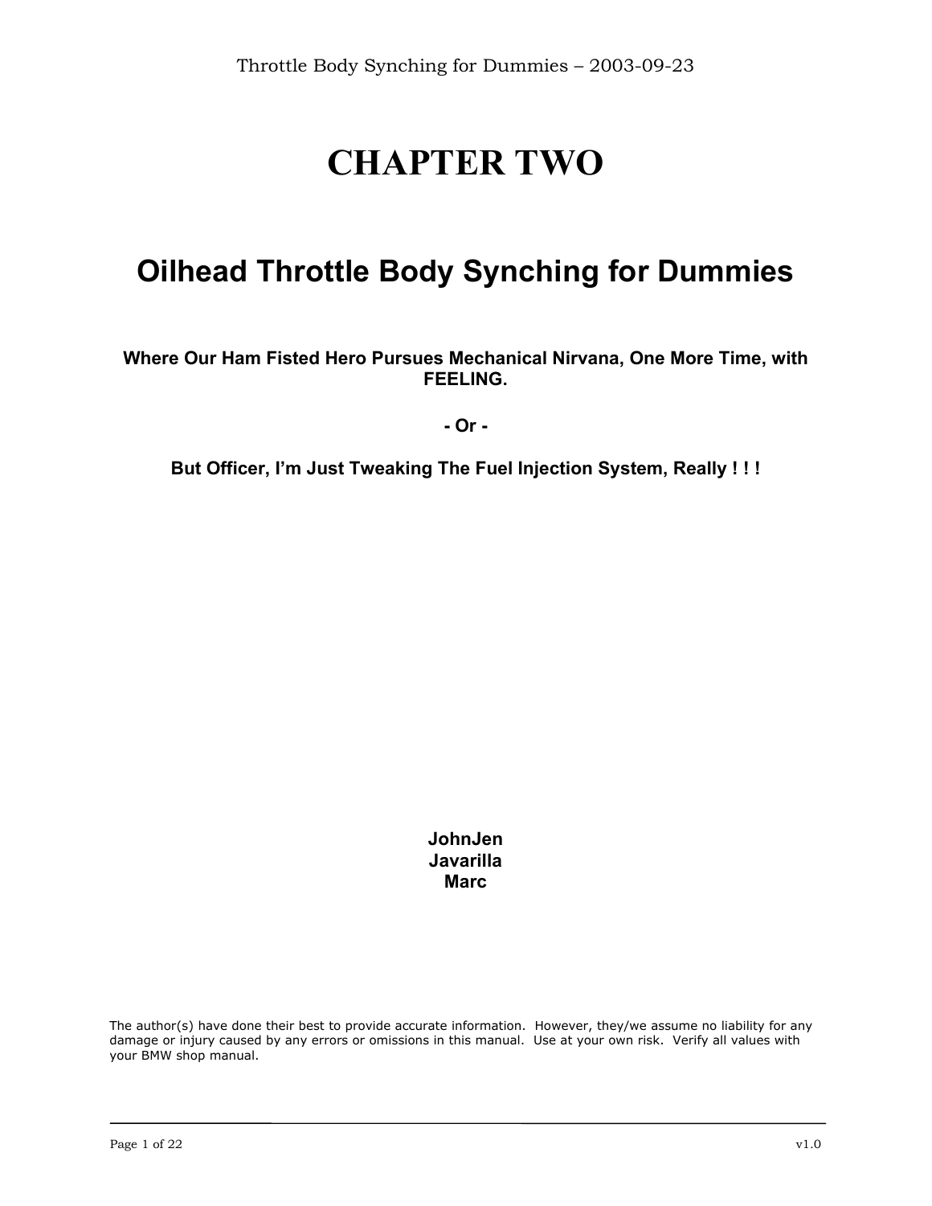# CHAPTER TWO

## Oilhead Throttle Body Synching for Dummies

**Where Our Ham Fisted Hero Pursues Mechanical Nirvana, One More Time, with FEELING.**

**- Or -**

**But Officer, I'm Just Tweaking The Fuel Injection System, Really ! ! !**

**JohnJen**
**Javarilla**
**Marc**

The author(s) have done their best to provide accurate information. However, they/we assume no liability for any damage or injury caused by any errors or omissions in this manual. Use at your own risk. Verify all values with your BMW shop manual.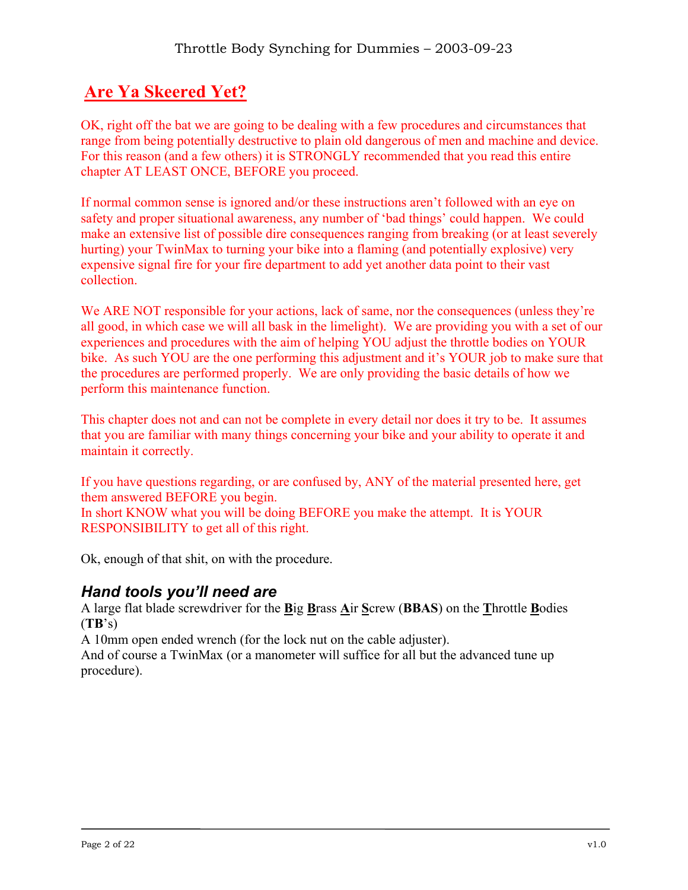## Are Ya Skeered Yet?

OK, right off the bat we are going to be dealing with a few procedures and circumstances that range from being potentially destructive to plain old dangerous of men and machine and device. For this reason (and a few others) it is STRONGLY recommended that you read this entire chapter AT LEAST ONCE, BEFORE you proceed.

If normal common sense is ignored and/or these instructions aren't followed with an eye on safety and proper situational awareness, any number of 'bad things' could happen. We could make an extensive list of possible dire consequences ranging from breaking (or at least severely hurting) your TwinMax to turning your bike into a flaming (and potentially explosive) very expensive signal fire for your fire department to add yet another data point to their vast collection.

We ARE NOT responsible for your actions, lack of same, nor the consequences (unless they're all good, in which case we will all bask in the limelight). We are providing you with a set of our experiences and procedures with the aim of helping YOU adjust the throttle bodies on YOUR bike. As such YOU are the one performing this adjustment and it's YOUR job to make sure that the procedures are performed properly. We are only providing the basic details of how we perform this maintenance function.

This chapter does not and can not be complete in every detail nor does it try to be. It assumes that you are familiar with many things concerning your bike and your ability to operate it and maintain it correctly.

If you have questions regarding, or are confused by, ANY of the material presented here, get them answered BEFORE you begin.
In short KNOW what you will be doing BEFORE you make the attempt. It is YOUR RESPONSIBILITY to get all of this right.

Ok, enough of that shit, on with the procedure.

### *Hand tools you'll need are*

A large flat blade screwdriver for the **B**ig **B**rass **A**ir **S**crew (**BBAS**) on the **T**hrottle **B**odies (**TB**'s)
A 10mm open ended wrench (for the lock nut on the cable adjuster).
And of course a TwinMax (or a manometer will suffice for all but the advanced tune up procedure).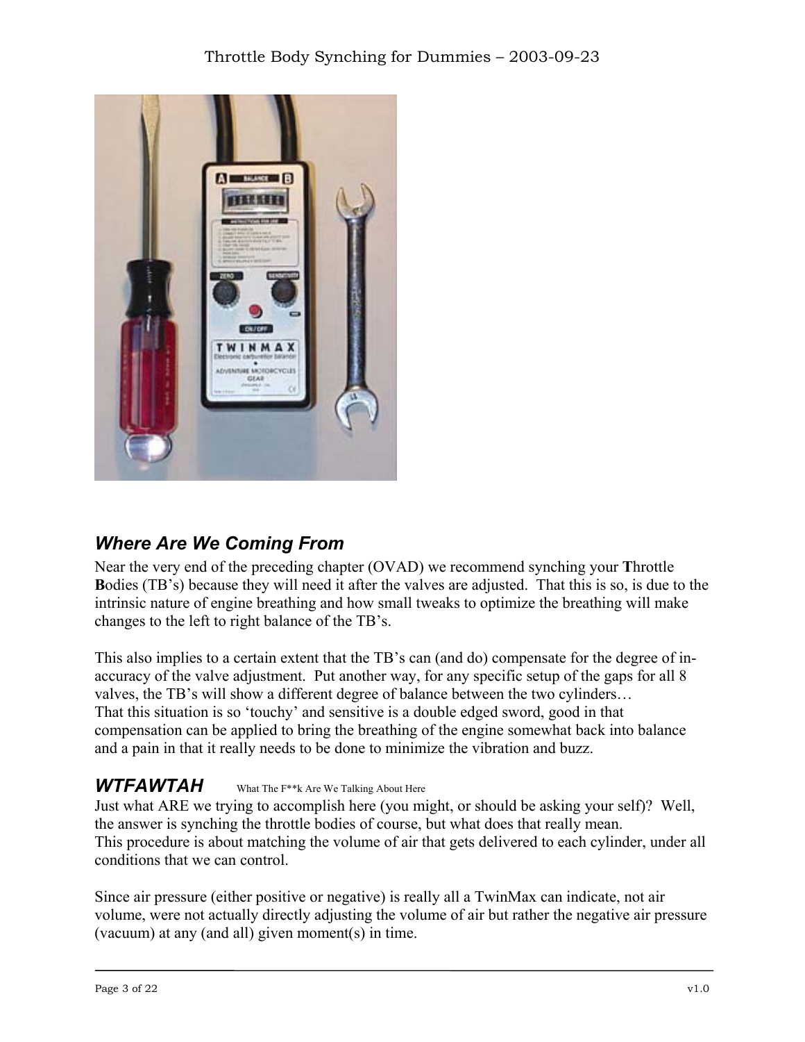## *Where Are We Coming From*

Near the very end of the preceding chapter (OVAD) we recommend synching your **T**hrottle **B**odies (TB's) because they will need it after the valves are adjusted. That this is so, is due to the intrinsic nature of engine breathing and how small tweaks to optimize the breathing will make changes to the left to right balance of the TB's.

This also implies to a certain extent that the TB's can (and do) compensate for the degree of in-accuracy of the valve adjustment. Put another way, for any specific setup of the gaps for all 8 valves, the TB's will show a different degree of balance between the two cylinders…
That this situation is so 'touchy' and sensitive is a double edged sword, good in that compensation can be applied to bring the breathing of the engine somewhat back into balance and a pain in that it really needs to be done to minimize the vibration and buzz.

## *WTFAWTAH* What The F**k Are We Talking About Here

Just what ARE we trying to accomplish here (you might, or should be asking your self)? Well, the answer is synching the throttle bodies of course, but what does that really mean.
This procedure is about matching the volume of air that gets delivered to each cylinder, under all conditions that we can control.

Since air pressure (either positive or negative) is really all a TwinMax can indicate, not air volume, were not actually directly adjusting the volume of air but rather the negative air pressure (vacuum) at any (and all) given moment(s) in time.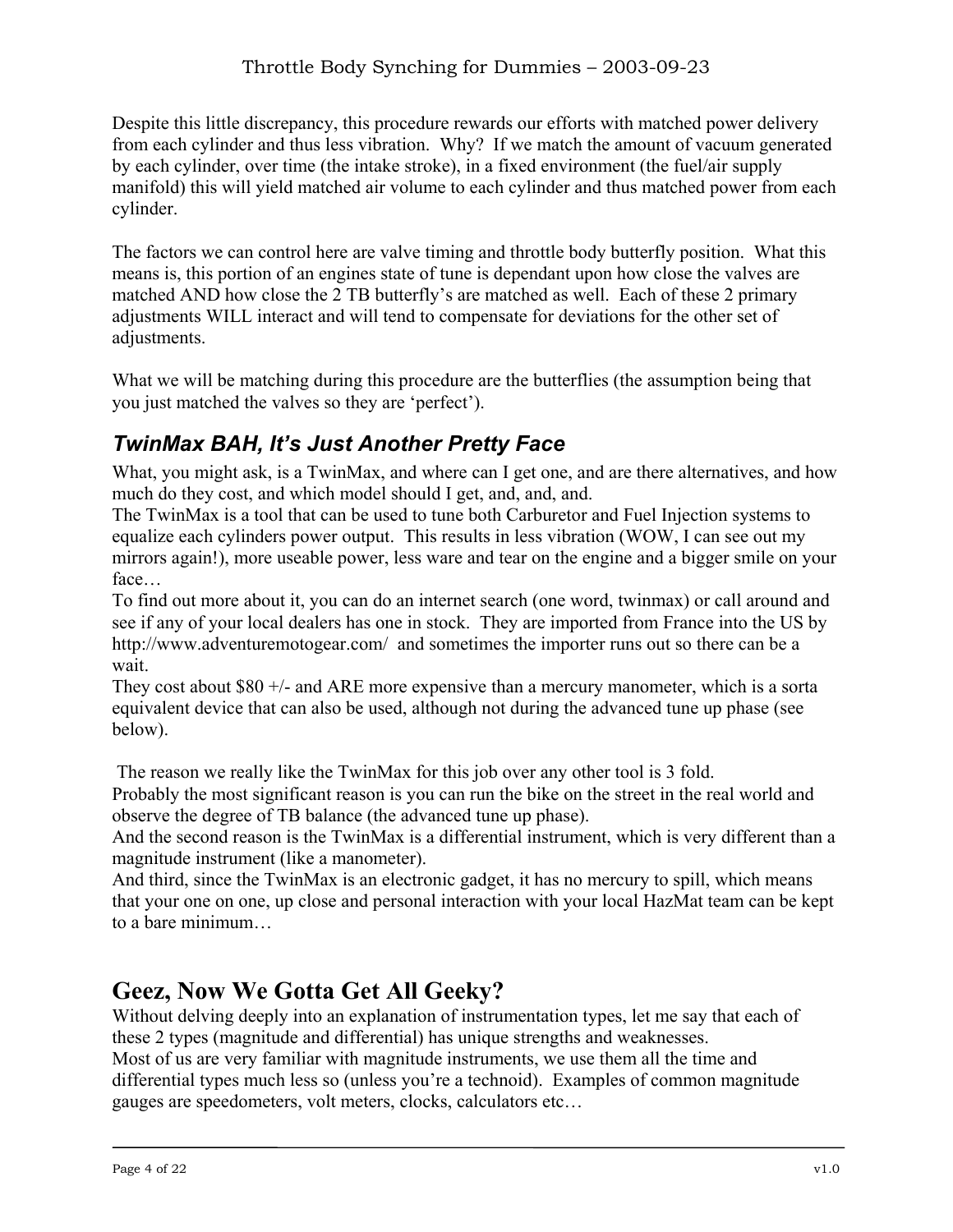Despite this little discrepancy, this procedure rewards our efforts with matched power delivery from each cylinder and thus less vibration. Why? If we match the amount of vacuum generated by each cylinder, over time (the intake stroke), in a fixed environment (the fuel/air supply manifold) this will yield matched air volume to each cylinder and thus matched power from each cylinder.

The factors we can control here are valve timing and throttle body butterfly position. What this means is, this portion of an engines state of tune is dependant upon how close the valves are matched AND how close the 2 TB butterfly's are matched as well. Each of these 2 primary adjustments WILL interact and will tend to compensate for deviations for the other set of adjustments.

What we will be matching during this procedure are the butterflies (the assumption being that you just matched the valves so they are 'perfect').

### *TwinMax BAH, It's Just Another Pretty Face*

What, you might ask, is a TwinMax, and where can I get one, and are there alternatives, and how much do they cost, and which model should I get, and, and, and.

The TwinMax is a tool that can be used to tune both Carburetor and Fuel Injection systems to equalize each cylinders power output. This results in less vibration (WOW, I can see out my mirrors again!), more useable power, less ware and tear on the engine and a bigger smile on your face…

To find out more about it, you can do an internet search (one word, twinmax) or call around and see if any of your local dealers has one in stock. They are imported from France into the US by http://www.adventuremotogear.com/ and sometimes the importer runs out so there can be a wait.

They cost about $80 +/- and ARE more expensive than a mercury manometer, which is a sorta equivalent device that can also be used, although not during the advanced tune up phase (see below).

The reason we really like the TwinMax for this job over any other tool is 3 fold.

Probably the most significant reason is you can run the bike on the street in the real world and observe the degree of TB balance (the advanced tune up phase).

And the second reason is the TwinMax is a differential instrument, which is very different than a magnitude instrument (like a manometer).

And third, since the TwinMax is an electronic gadget, it has no mercury to spill, which means that your one on one, up close and personal interaction with your local HazMat team can be kept to a bare minimum…

## Geez, Now We Gotta Get All Geeky?

Without delving deeply into an explanation of instrumentation types, let me say that each of these 2 types (magnitude and differential) has unique strengths and weaknesses.

Most of us are very familiar with magnitude instruments, we use them all the time and differential types much less so (unless you're a technoid). Examples of common magnitude gauges are speedometers, volt meters, clocks, calculators etc…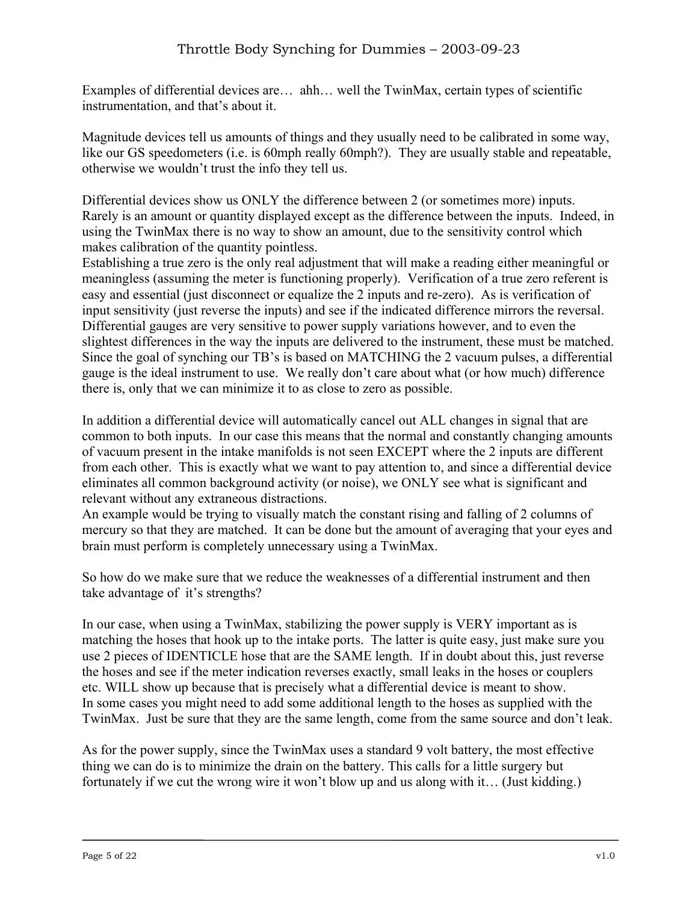Examples of differential devices are… ahh… well the TwinMax, certain types of scientific instrumentation, and that's about it.

Magnitude devices tell us amounts of things and they usually need to be calibrated in some way, like our GS speedometers (i.e. is 60mph really 60mph?). They are usually stable and repeatable, otherwise we wouldn't trust the info they tell us.

Differential devices show us ONLY the difference between 2 (or sometimes more) inputs. Rarely is an amount or quantity displayed except as the difference between the inputs. Indeed, in using the TwinMax there is no way to show an amount, due to the sensitivity control which makes calibration of the quantity pointless.
Establishing a true zero is the only real adjustment that will make a reading either meaningful or meaningless (assuming the meter is functioning properly). Verification of a true zero referent is easy and essential (just disconnect or equalize the 2 inputs and re-zero). As is verification of input sensitivity (just reverse the inputs) and see if the indicated difference mirrors the reversal. Differential gauges are very sensitive to power supply variations however, and to even the slightest differences in the way the inputs are delivered to the instrument, these must be matched. Since the goal of synching our TB's is based on MATCHING the 2 vacuum pulses, a differential gauge is the ideal instrument to use. We really don't care about what (or how much) difference there is, only that we can minimize it to as close to zero as possible.

In addition a differential device will automatically cancel out ALL changes in signal that are common to both inputs. In our case this means that the normal and constantly changing amounts of vacuum present in the intake manifolds is not seen EXCEPT where the 2 inputs are different from each other. This is exactly what we want to pay attention to, and since a differential device eliminates all common background activity (or noise), we ONLY see what is significant and relevant without any extraneous distractions.
An example would be trying to visually match the constant rising and falling of 2 columns of mercury so that they are matched. It can be done but the amount of averaging that your eyes and brain must perform is completely unnecessary using a TwinMax.

So how do we make sure that we reduce the weaknesses of a differential instrument and then take advantage of it's strengths?

In our case, when using a TwinMax, stabilizing the power supply is VERY important as is matching the hoses that hook up to the intake ports. The latter is quite easy, just make sure you use 2 pieces of IDENTICLE hose that are the SAME length. If in doubt about this, just reverse the hoses and see if the meter indication reverses exactly, small leaks in the hoses or couplers etc. WILL show up because that is precisely what a differential device is meant to show.
In some cases you might need to add some additional length to the hoses as supplied with the TwinMax. Just be sure that they are the same length, come from the same source and don't leak.

As for the power supply, since the TwinMax uses a standard 9 volt battery, the most effective thing we can do is to minimize the drain on the battery. This calls for a little surgery but fortunately if we cut the wrong wire it won't blow up and us along with it… (Just kidding.)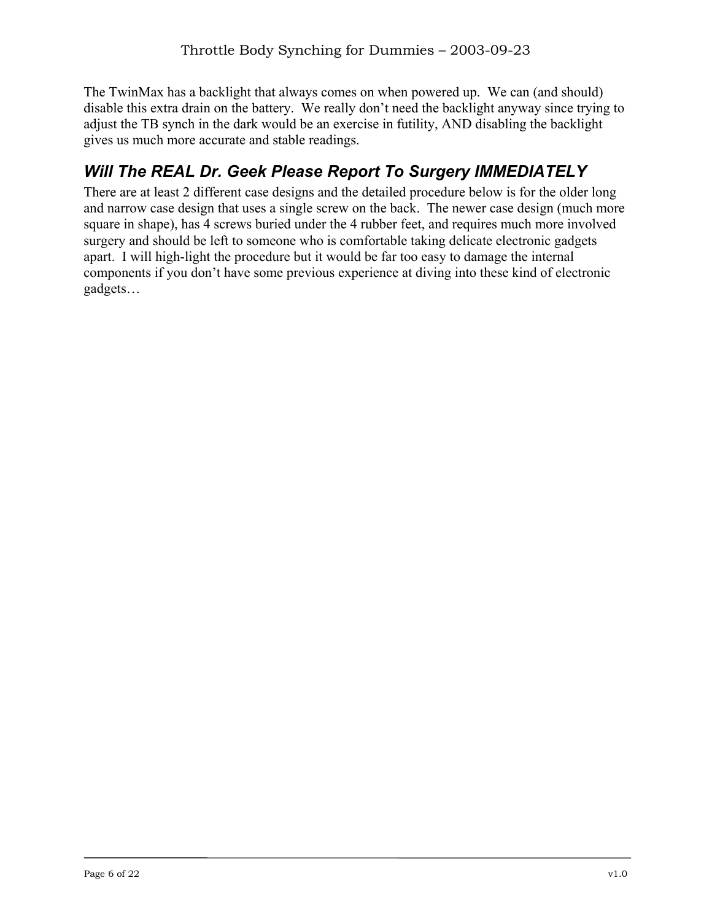The TwinMax has a backlight that always comes on when powered up.  We can (and should) disable this extra drain on the battery.  We really don't need the backlight anyway since trying to adjust the TB synch in the dark would be an exercise in futility, AND disabling the backlight gives us much more accurate and stable readings.

## *Will The REAL Dr. Geek Please Report To Surgery IMMEDIATELY*

There are at least 2 different case designs and the detailed procedure below is for the older long and narrow case design that uses a single screw on the back.  The newer case design (much more square in shape), has 4 screws buried under the 4 rubber feet, and requires much more involved surgery and should be left to someone who is comfortable taking delicate electronic gadgets apart.  I will high-light the procedure but it would be far too easy to damage the internal components if you don't have some previous experience at diving into these kind of electronic gadgets…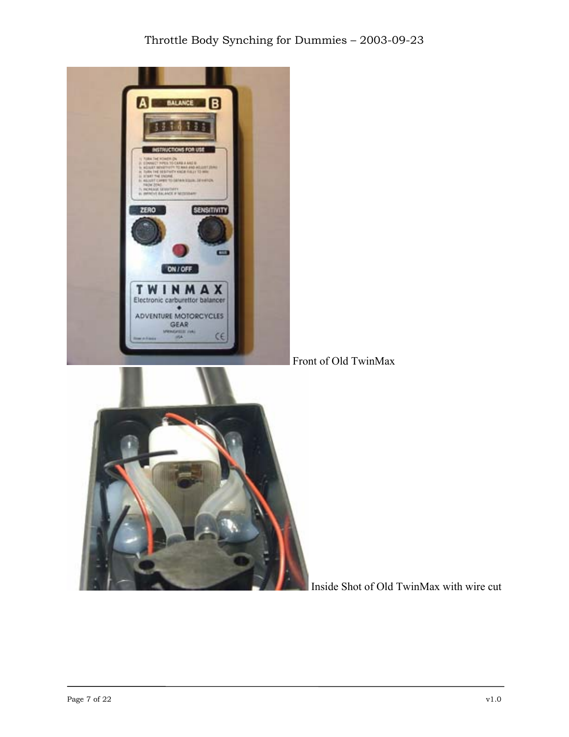Front of Old TwinMax

Inside Shot of Old TwinMax with wire cut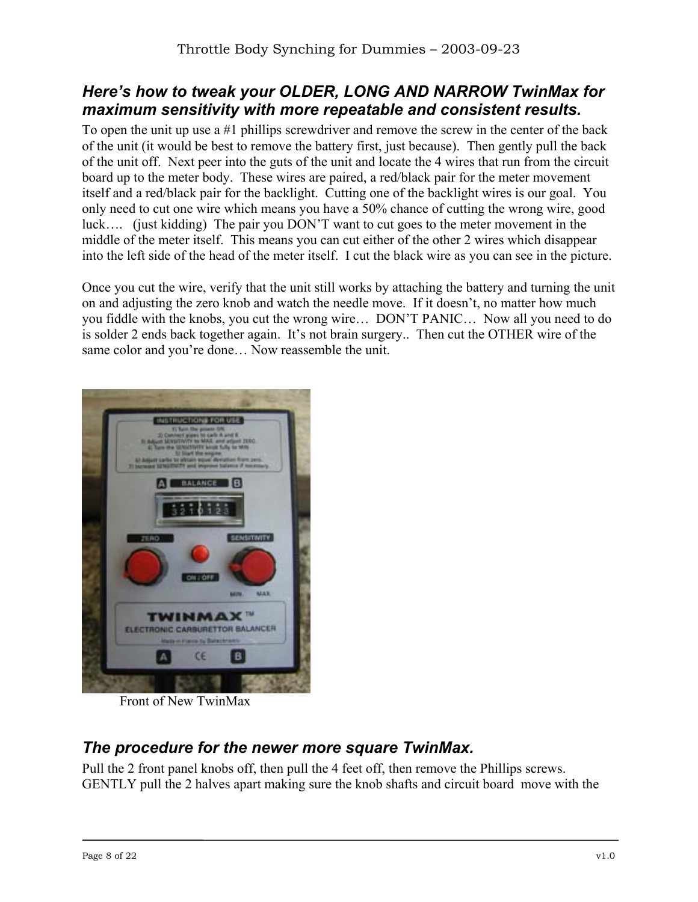### *Here's how to tweak your OLDER, LONG AND NARROW TwinMax for maximum sensitivity with more repeatable and consistent results.*

To open the unit up use a #1 phillips screwdriver and remove the screw in the center of the back of the unit (it would be best to remove the battery first, just because). Then gently pull the back of the unit off. Next peer into the guts of the unit and locate the 4 wires that run from the circuit board up to the meter body. These wires are paired, a red/black pair for the meter movement itself and a red/black pair for the backlight. Cutting one of the backlight wires is our goal. You only need to cut one wire which means you have a 50% chance of cutting the wrong wire, good luck…. (just kidding) The pair you DON'T want to cut goes to the meter movement in the middle of the meter itself. This means you can cut either of the other 2 wires which disappear into the left side of the head of the meter itself. I cut the black wire as you can see in the picture.

Once you cut the wire, verify that the unit still works by attaching the battery and turning the unit on and adjusting the zero knob and watch the needle move. If it doesn't, no matter how much you fiddle with the knobs, you cut the wrong wire… DON'T PANIC… Now all you need to do is solder 2 ends back together again. It's not brain surgery.. Then cut the OTHER wire of the same color and you're done… Now reassemble the unit.

Front of New TwinMax

### *The procedure for the newer more square TwinMax.*

Pull the 2 front panel knobs off, then pull the 4 feet off, then remove the Phillips screws. GENTLY pull the 2 halves apart making sure the knob shafts and circuit board move with the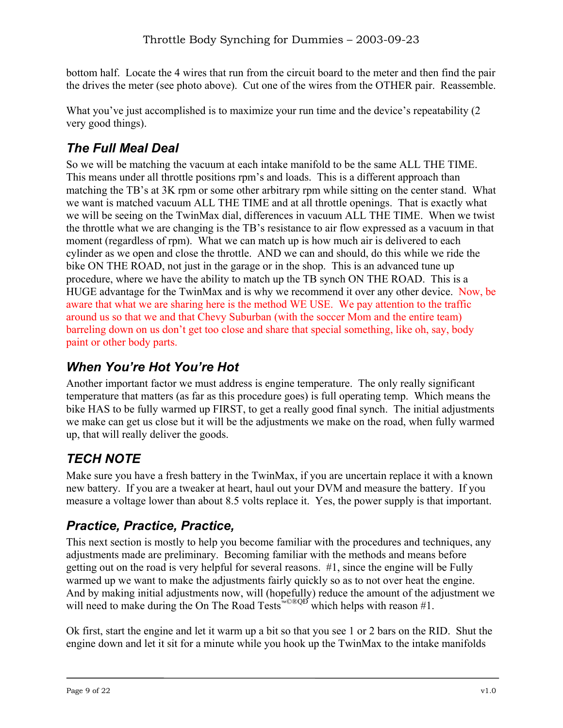bottom half. Locate the 4 wires that run from the circuit board to the meter and then find the pair the drives the meter (see photo above). Cut one of the wires from the OTHER pair. Reassemble.

What you've just accomplished is to maximize your run time and the device's repeatability (2 very good things).

## *The Full Meal Deal*

So we will be matching the vacuum at each intake manifold to be the same ALL THE TIME. This means under all throttle positions rpm's and loads. This is a different approach than matching the TB's at 3K rpm or some other arbitrary rpm while sitting on the center stand. What we want is matched vacuum ALL THE TIME and at all throttle openings. That is exactly what we will be seeing on the TwinMax dial, differences in vacuum ALL THE TIME. When we twist the throttle what we are changing is the TB's resistance to air flow expressed as a vacuum in that moment (regardless of rpm). What we can match up is how much air is delivered to each cylinder as we open and close the throttle. AND we can and should, do this while we ride the bike ON THE ROAD, not just in the garage or in the shop. This is an advanced tune up procedure, where we have the ability to match up the TB synch ON THE ROAD. This is a HUGE advantage for the TwinMax and is why we recommend it over any other device. Now, be aware that what we are sharing here is the method WE USE. We pay attention to the traffic around us so that we and that Chevy Suburban (with the soccer Mom and the entire team) barreling down on us don't get too close and share that special something, like oh, say, body paint or other body parts.

## *When You're Hot You're Hot*

Another important factor we must address is engine temperature. The only really significant temperature that matters (as far as this procedure goes) is full operating temp. Which means the bike HAS to be fully warmed up FIRST, to get a really good final synch. The initial adjustments we make can get us close but it will be the adjustments we make on the road, when fully warmed up, that will really deliver the goods.

## *TECH NOTE*

Make sure you have a fresh battery in the TwinMax, if you are uncertain replace it with a known new battery. If you are a tweaker at heart, haul out your DVM and measure the battery. If you measure a voltage lower than about 8.5 volts replace it. Yes, the power supply is that important.

## *Practice, Practice, Practice,*

This next section is mostly to help you become familiar with the procedures and techniques, any adjustments made are preliminary. Becoming familiar with the methods and means before getting out on the road is very helpful for several reasons. #1, since the engine will be Fully warmed up we want to make the adjustments fairly quickly so as to not over heat the engine. And by making initial adjustments now, will (hopefully) reduce the amount of the adjustment we will need to make during the On The Road Tests™©®QĐ which helps with reason #1.

Ok first, start the engine and let it warm up a bit so that you see 1 or 2 bars on the RID. Shut the engine down and let it sit for a minute while you hook up the TwinMax to the intake manifolds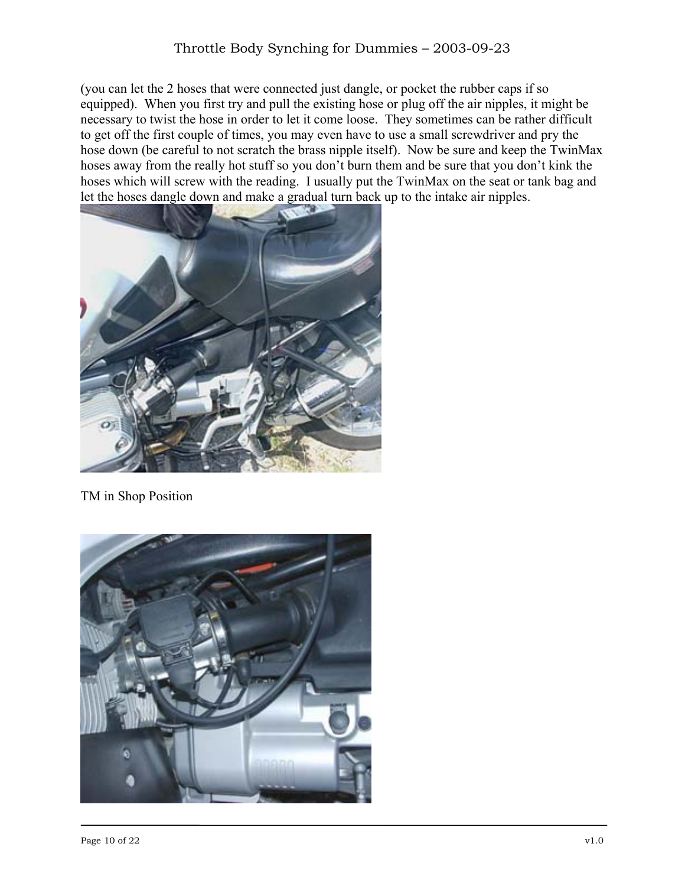(you can let the 2 hoses that were connected just dangle, or pocket the rubber caps if so equipped). When you first try and pull the existing hose or plug off the air nipples, it might be necessary to twist the hose in order to let it come loose. They sometimes can be rather difficult to get off the first couple of times, you may even have to use a small screwdriver and pry the hose down (be careful to not scratch the brass nipple itself). Now be sure and keep the TwinMax hoses away from the really hot stuff so you don't burn them and be sure that you don't kink the hoses which will screw with the reading. I usually put the TwinMax on the seat or tank bag and let the hoses dangle down and make a gradual turn back up to the intake air nipples.

TM in Shop Position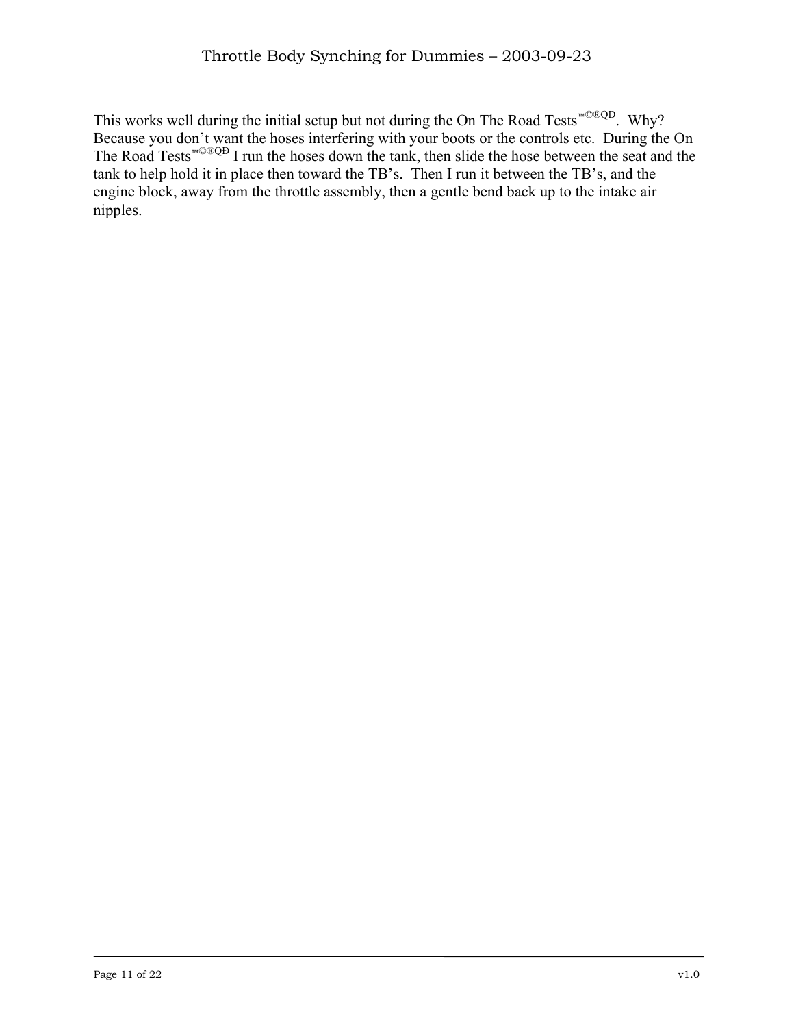This works well during the initial setup but not during the On The Road Tests™©®QĐ. Why? Because you don't want the hoses interfering with your boots or the controls etc. During the On The Road Tests™©®QĐ I run the hoses down the tank, then slide the hose between the seat and the tank to help hold it in place then toward the TB's. Then I run it between the TB's, and the engine block, away from the throttle assembly, then a gentle bend back up to the intake air nipples.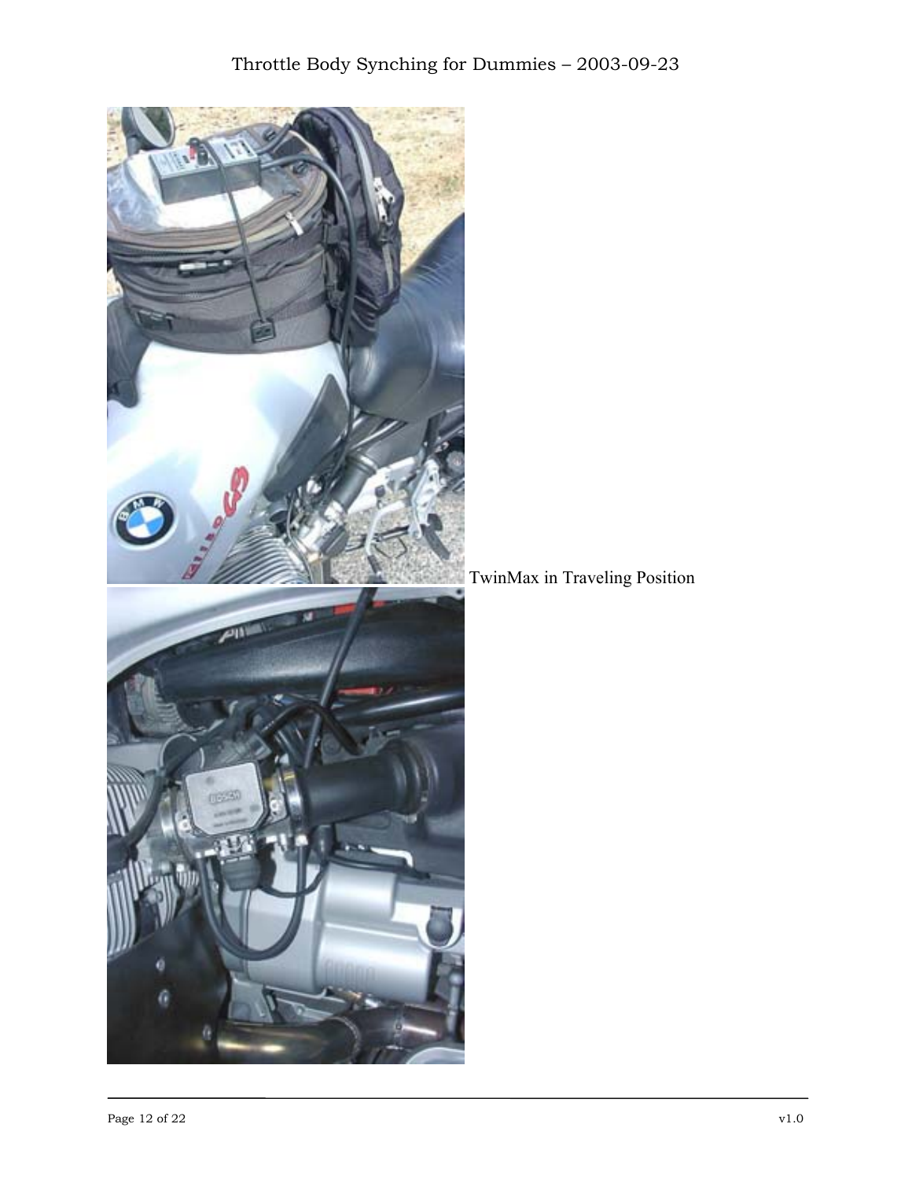TwinMax in Traveling Position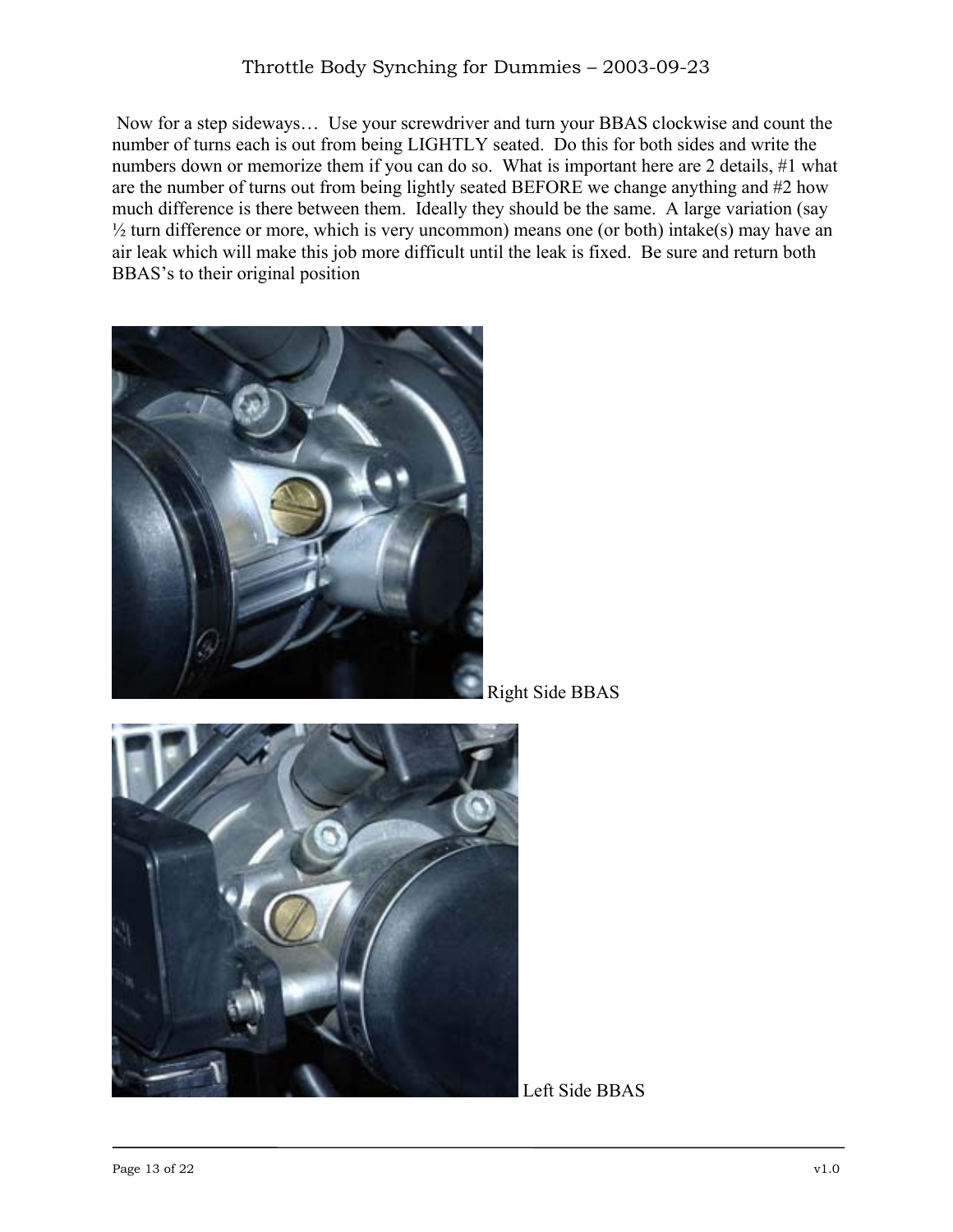Now for a step sideways… Use your screwdriver and turn your BBAS clockwise and count the number of turns each is out from being LIGHTLY seated. Do this for both sides and write the numbers down or memorize them if you can do so. What is important here are 2 details, #1 what are the number of turns out from being lightly seated BEFORE we change anything and #2 how much difference is there between them. Ideally they should be the same. A large variation (say ½ turn difference or more, which is very uncommon) means one (or both) intake(s) may have an air leak which will make this job more difficult until the leak is fixed. Be sure and return both BBAS's to their original position

Right Side BBAS

Left Side BBAS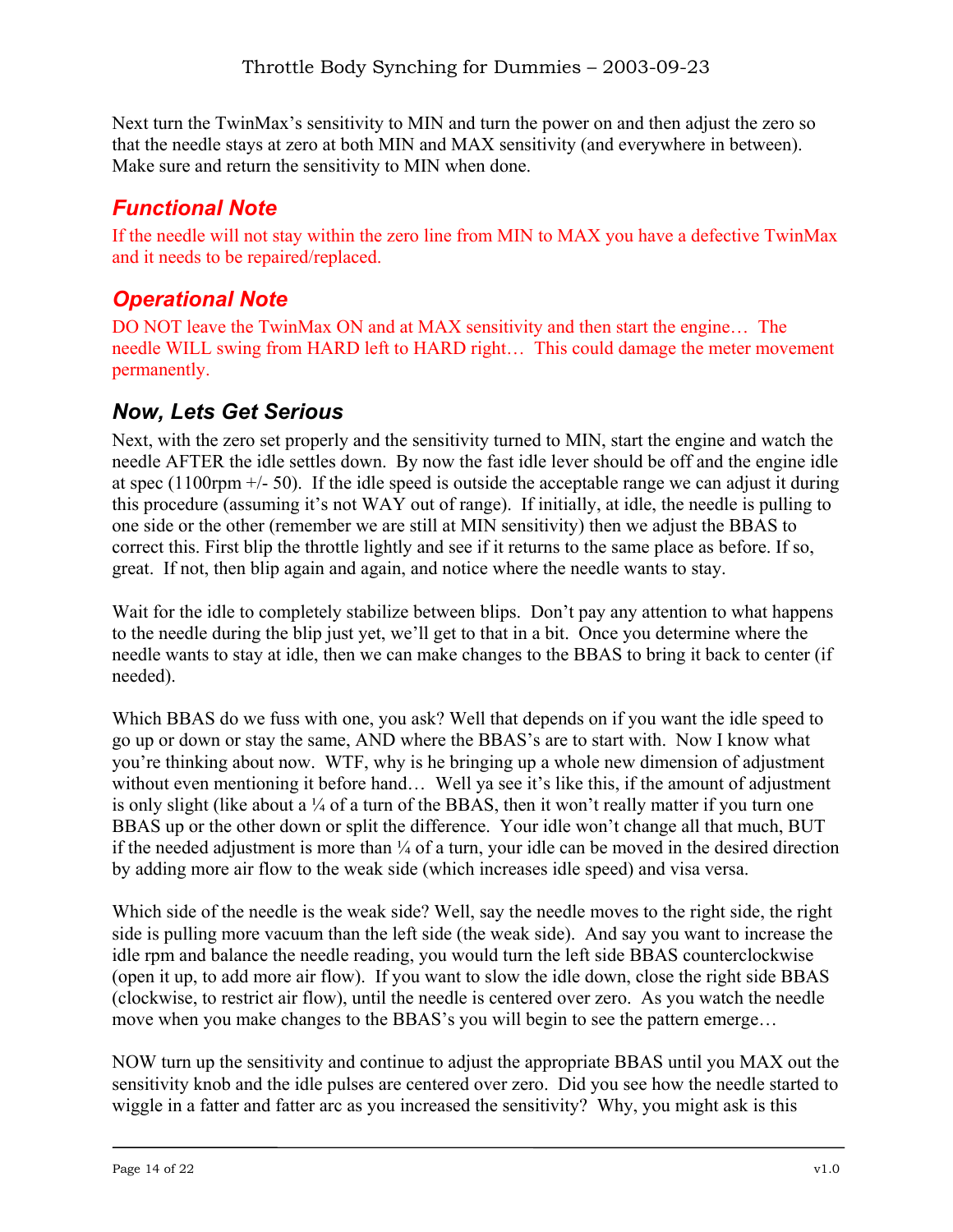Next turn the TwinMax's sensitivity to MIN and turn the power on and then adjust the zero so that the needle stays at zero at both MIN and MAX sensitivity (and everywhere in between). Make sure and return the sensitivity to MIN when done.

### *Functional Note*

If the needle will not stay within the zero line from MIN to MAX you have a defective TwinMax and it needs to be repaired/replaced.

### *Operational Note*

DO NOT leave the TwinMax ON and at MAX sensitivity and then start the engine… The needle WILL swing from HARD left to HARD right… This could damage the meter movement permanently.

### *Now, Lets Get Serious*

Next, with the zero set properly and the sensitivity turned to MIN, start the engine and watch the needle AFTER the idle settles down. By now the fast idle lever should be off and the engine idle at spec (1100rpm +/- 50). If the idle speed is outside the acceptable range we can adjust it during this procedure (assuming it's not WAY out of range). If initially, at idle, the needle is pulling to one side or the other (remember we are still at MIN sensitivity) then we adjust the BBAS to correct this. First blip the throttle lightly and see if it returns to the same place as before. If so, great. If not, then blip again and again, and notice where the needle wants to stay.

Wait for the idle to completely stabilize between blips. Don't pay any attention to what happens to the needle during the blip just yet, we'll get to that in a bit. Once you determine where the needle wants to stay at idle, then we can make changes to the BBAS to bring it back to center (if needed).

Which BBAS do we fuss with one, you ask? Well that depends on if you want the idle speed to go up or down or stay the same, AND where the BBAS's are to start with. Now I know what you're thinking about now. WTF, why is he bringing up a whole new dimension of adjustment without even mentioning it before hand… Well ya see it's like this, if the amount of adjustment is only slight (like about a ¼ of a turn of the BBAS, then it won't really matter if you turn one BBAS up or the other down or split the difference. Your idle won't change all that much, BUT if the needed adjustment is more than ¼ of a turn, your idle can be moved in the desired direction by adding more air flow to the weak side (which increases idle speed) and visa versa.

Which side of the needle is the weak side? Well, say the needle moves to the right side, the right side is pulling more vacuum than the left side (the weak side). And say you want to increase the idle rpm and balance the needle reading, you would turn the left side BBAS counterclockwise (open it up, to add more air flow). If you want to slow the idle down, close the right side BBAS (clockwise, to restrict air flow), until the needle is centered over zero. As you watch the needle move when you make changes to the BBAS's you will begin to see the pattern emerge…

NOW turn up the sensitivity and continue to adjust the appropriate BBAS until you MAX out the sensitivity knob and the idle pulses are centered over zero. Did you see how the needle started to wiggle in a fatter and fatter arc as you increased the sensitivity? Why, you might ask is this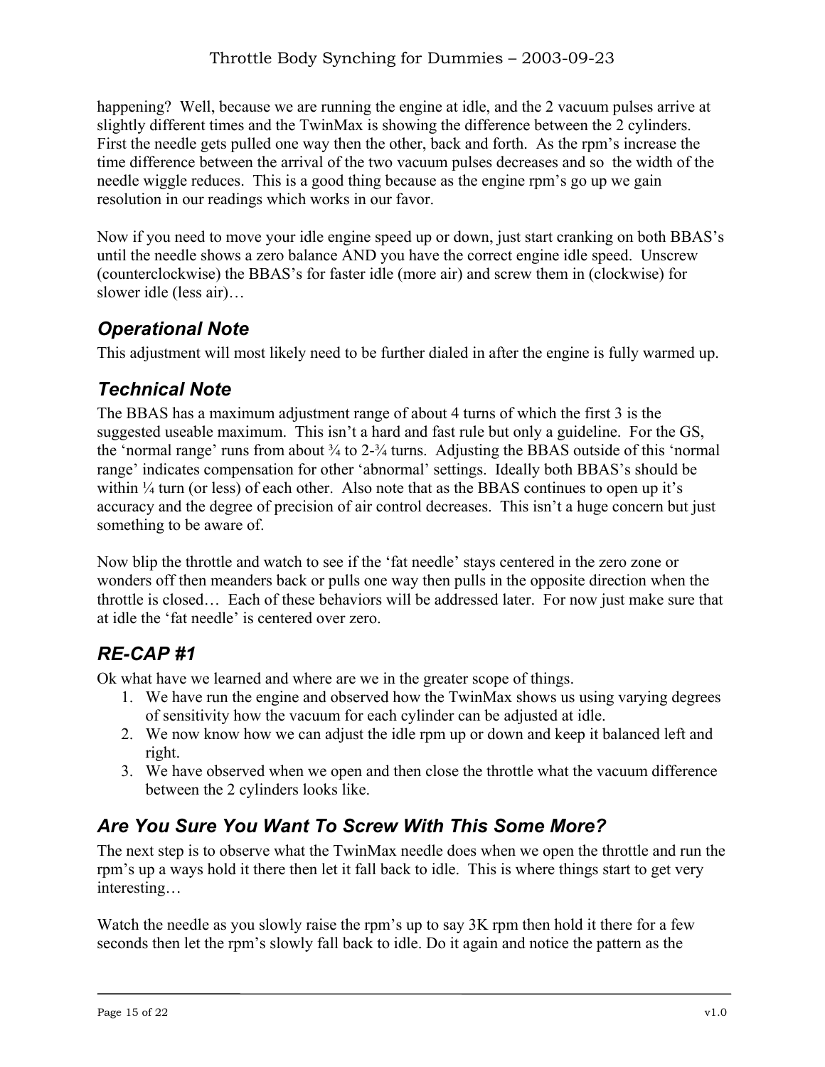happening? Well, because we are running the engine at idle, and the 2 vacuum pulses arrive at slightly different times and the TwinMax is showing the difference between the 2 cylinders. First the needle gets pulled one way then the other, back and forth. As the rpm's increase the time difference between the arrival of the two vacuum pulses decreases and so the width of the needle wiggle reduces. This is a good thing because as the engine rpm's go up we gain resolution in our readings which works in our favor.

Now if you need to move your idle engine speed up or down, just start cranking on both BBAS's until the needle shows a zero balance AND you have the correct engine idle speed. Unscrew (counterclockwise) the BBAS's for faster idle (more air) and screw them in (clockwise) for slower idle (less air)…

## *Operational Note*

This adjustment will most likely need to be further dialed in after the engine is fully warmed up.

## *Technical Note*

The BBAS has a maximum adjustment range of about 4 turns of which the first 3 is the suggested useable maximum. This isn't a hard and fast rule but only a guideline. For the GS, the 'normal range' runs from about ¾ to 2-¾ turns. Adjusting the BBAS outside of this 'normal range' indicates compensation for other 'abnormal' settings. Ideally both BBAS's should be within ¼ turn (or less) of each other. Also note that as the BBAS continues to open up it's accuracy and the degree of precision of air control decreases. This isn't a huge concern but just something to be aware of.

Now blip the throttle and watch to see if the 'fat needle' stays centered in the zero zone or wonders off then meanders back or pulls one way then pulls in the opposite direction when the throttle is closed… Each of these behaviors will be addressed later. For now just make sure that at idle the 'fat needle' is centered over zero.

## *RE-CAP #1*

Ok what have we learned and where are we in the greater scope of things.

1. We have run the engine and observed how the TwinMax shows us using varying degrees of sensitivity how the vacuum for each cylinder can be adjusted at idle.
2. We now know how we can adjust the idle rpm up or down and keep it balanced left and right.
3. We have observed when we open and then close the throttle what the vacuum difference between the 2 cylinders looks like.

## *Are You Sure You Want To Screw With This Some More?*

The next step is to observe what the TwinMax needle does when we open the throttle and run the rpm's up a ways hold it there then let it fall back to idle. This is where things start to get very interesting…

Watch the needle as you slowly raise the rpm's up to say 3K rpm then hold it there for a few seconds then let the rpm's slowly fall back to idle. Do it again and notice the pattern as the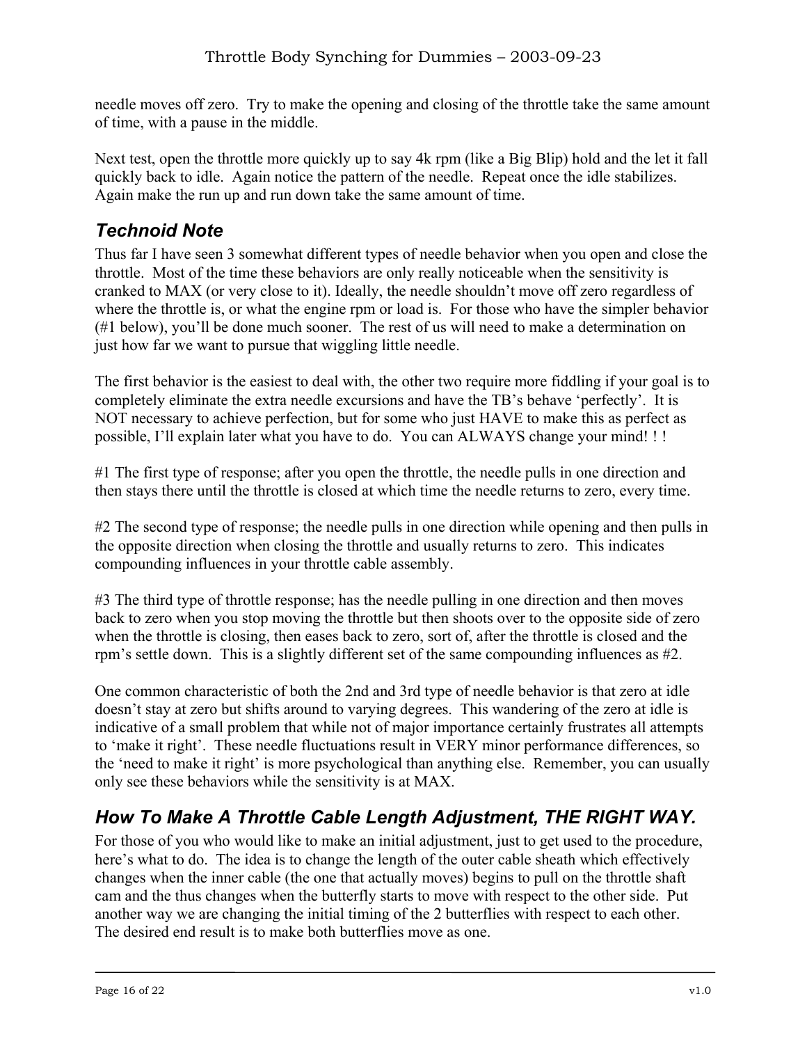needle moves off zero. Try to make the opening and closing of the throttle take the same amount of time, with a pause in the middle.

Next test, open the throttle more quickly up to say 4k rpm (like a Big Blip) hold and the let it fall quickly back to idle. Again notice the pattern of the needle. Repeat once the idle stabilizes. Again make the run up and run down take the same amount of time.

## *Technoid Note*

Thus far I have seen 3 somewhat different types of needle behavior when you open and close the throttle. Most of the time these behaviors are only really noticeable when the sensitivity is cranked to MAX (or very close to it). Ideally, the needle shouldn't move off zero regardless of where the throttle is, or what the engine rpm or load is. For those who have the simpler behavior (#1 below), you'll be done much sooner. The rest of us will need to make a determination on just how far we want to pursue that wiggling little needle.

The first behavior is the easiest to deal with, the other two require more fiddling if your goal is to completely eliminate the extra needle excursions and have the TB's behave 'perfectly'. It is NOT necessary to achieve perfection, but for some who just HAVE to make this as perfect as possible, I'll explain later what you have to do. You can ALWAYS change your mind! ! !

#1 The first type of response; after you open the throttle, the needle pulls in one direction and then stays there until the throttle is closed at which time the needle returns to zero, every time.

#2 The second type of response; the needle pulls in one direction while opening and then pulls in the opposite direction when closing the throttle and usually returns to zero. This indicates compounding influences in your throttle cable assembly.

#3 The third type of throttle response; has the needle pulling in one direction and then moves back to zero when you stop moving the throttle but then shoots over to the opposite side of zero when the throttle is closing, then eases back to zero, sort of, after the throttle is closed and the rpm's settle down. This is a slightly different set of the same compounding influences as #2.

One common characteristic of both the 2nd and 3rd type of needle behavior is that zero at idle doesn't stay at zero but shifts around to varying degrees. This wandering of the zero at idle is indicative of a small problem that while not of major importance certainly frustrates all attempts to 'make it right'. These needle fluctuations result in VERY minor performance differences, so the 'need to make it right' is more psychological than anything else. Remember, you can usually only see these behaviors while the sensitivity is at MAX.

## *How To Make A Throttle Cable Length Adjustment, THE RIGHT WAY.*

For those of you who would like to make an initial adjustment, just to get used to the procedure, here's what to do. The idea is to change the length of the outer cable sheath which effectively changes when the inner cable (the one that actually moves) begins to pull on the throttle shaft cam and the thus changes when the butterfly starts to move with respect to the other side. Put another way we are changing the initial timing of the 2 butterflies with respect to each other. The desired end result is to make both butterflies move as one.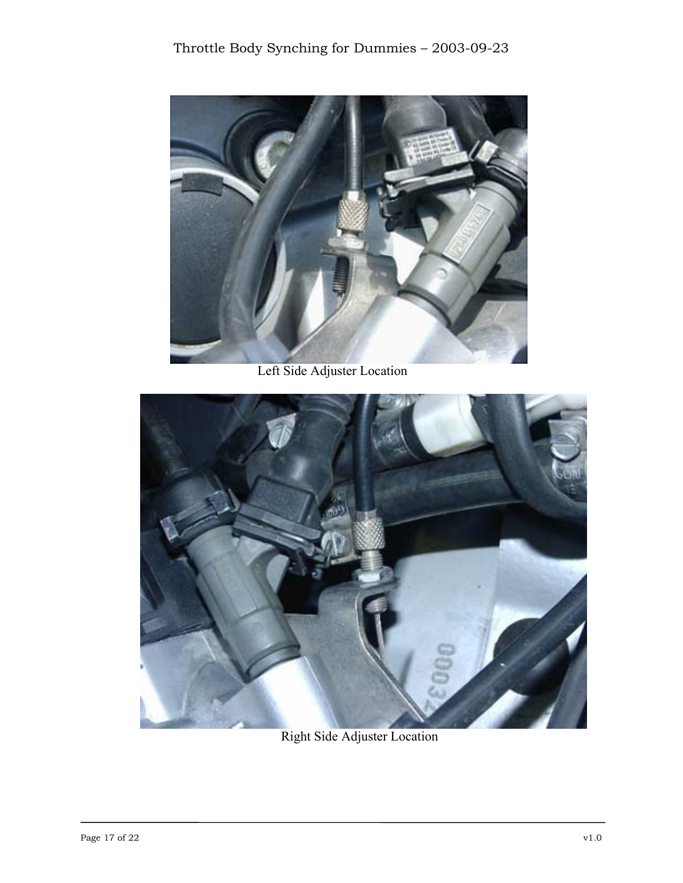Left Side Adjuster Location

Right Side Adjuster Location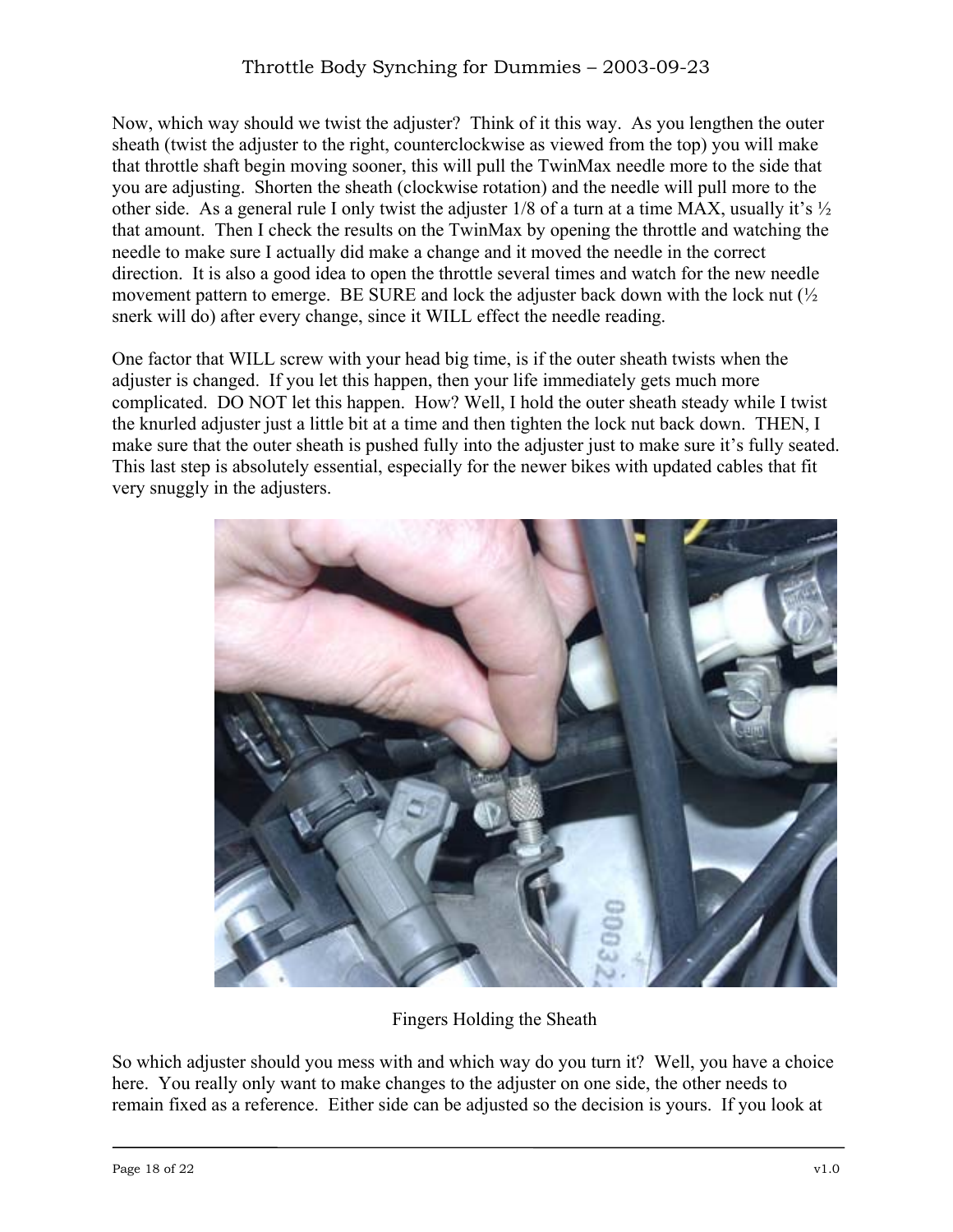Now, which way should we twist the adjuster? Think of it this way. As you lengthen the outer sheath (twist the adjuster to the right, counterclockwise as viewed from the top) you will make that throttle shaft begin moving sooner, this will pull the TwinMax needle more to the side that you are adjusting. Shorten the sheath (clockwise rotation) and the needle will pull more to the other side. As a general rule I only twist the adjuster 1/8 of a turn at a time MAX, usually it's ½ that amount. Then I check the results on the TwinMax by opening the throttle and watching the needle to make sure I actually did make a change and it moved the needle in the correct direction. It is also a good idea to open the throttle several times and watch for the new needle movement pattern to emerge. BE SURE and lock the adjuster back down with the lock nut (½ snerk will do) after every change, since it WILL effect the needle reading.

One factor that WILL screw with your head big time, is if the outer sheath twists when the adjuster is changed. If you let this happen, then your life immediately gets much more complicated. DO NOT let this happen. How? Well, I hold the outer sheath steady while I twist the knurled adjuster just a little bit at a time and then tighten the lock nut back down. THEN, I make sure that the outer sheath is pushed fully into the adjuster just to make sure it's fully seated. This last step is absolutely essential, especially for the newer bikes with updated cables that fit very snuggly in the adjusters.

Fingers Holding the Sheath

So which adjuster should you mess with and which way do you turn it? Well, you have a choice here. You really only want to make changes to the adjuster on one side, the other needs to remain fixed as a reference. Either side can be adjusted so the decision is yours. If you look at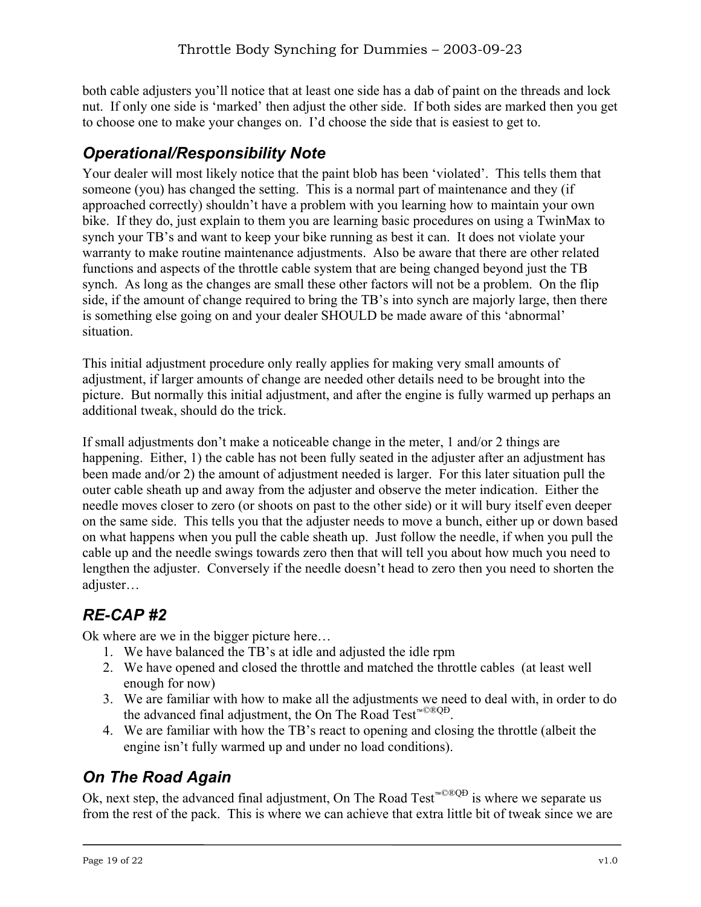both cable adjusters you'll notice that at least one side has a dab of paint on the threads and lock nut. If only one side is 'marked' then adjust the other side. If both sides are marked then you get to choose one to make your changes on. I'd choose the side that is easiest to get to.

## *Operational/Responsibility Note*

Your dealer will most likely notice that the paint blob has been 'violated'. This tells them that someone (you) has changed the setting. This is a normal part of maintenance and they (if approached correctly) shouldn't have a problem with you learning how to maintain your own bike. If they do, just explain to them you are learning basic procedures on using a TwinMax to synch your TB's and want to keep your bike running as best it can. It does not violate your warranty to make routine maintenance adjustments. Also be aware that there are other related functions and aspects of the throttle cable system that are being changed beyond just the TB synch. As long as the changes are small these other factors will not be a problem. On the flip side, if the amount of change required to bring the TB's into synch are majorly large, then there is something else going on and your dealer SHOULD be made aware of this 'abnormal' situation.

This initial adjustment procedure only really applies for making very small amounts of adjustment, if larger amounts of change are needed other details need to be brought into the picture. But normally this initial adjustment, and after the engine is fully warmed up perhaps an additional tweak, should do the trick.

If small adjustments don't make a noticeable change in the meter, 1 and/or 2 things are happening. Either, 1) the cable has not been fully seated in the adjuster after an adjustment has been made and/or 2) the amount of adjustment needed is larger. For this later situation pull the outer cable sheath up and away from the adjuster and observe the meter indication. Either the needle moves closer to zero (or shoots on past to the other side) or it will bury itself even deeper on the same side. This tells you that the adjuster needs to move a bunch, either up or down based on what happens when you pull the cable sheath up. Just follow the needle, if when you pull the cable up and the needle swings towards zero then that will tell you about how much you need to lengthen the adjuster. Conversely if the needle doesn't head to zero then you need to shorten the adjuster…

## *RE-CAP #2*

Ok where are we in the bigger picture here…

1. We have balanced the TB's at idle and adjusted the idle rpm
2. We have opened and closed the throttle and matched the throttle cables (at least well enough for now)
3. We are familiar with how to make all the adjustments we need to deal with, in order to do the advanced final adjustment, the On The Road Test™©®QĐ.
4. We are familiar with how the TB's react to opening and closing the throttle (albeit the engine isn't fully warmed up and under no load conditions).

## *On The Road Again*

Ok, next step, the advanced final adjustment, On The Road Test™©®QĐ is where we separate us from the rest of the pack. This is where we can achieve that extra little bit of tweak since we are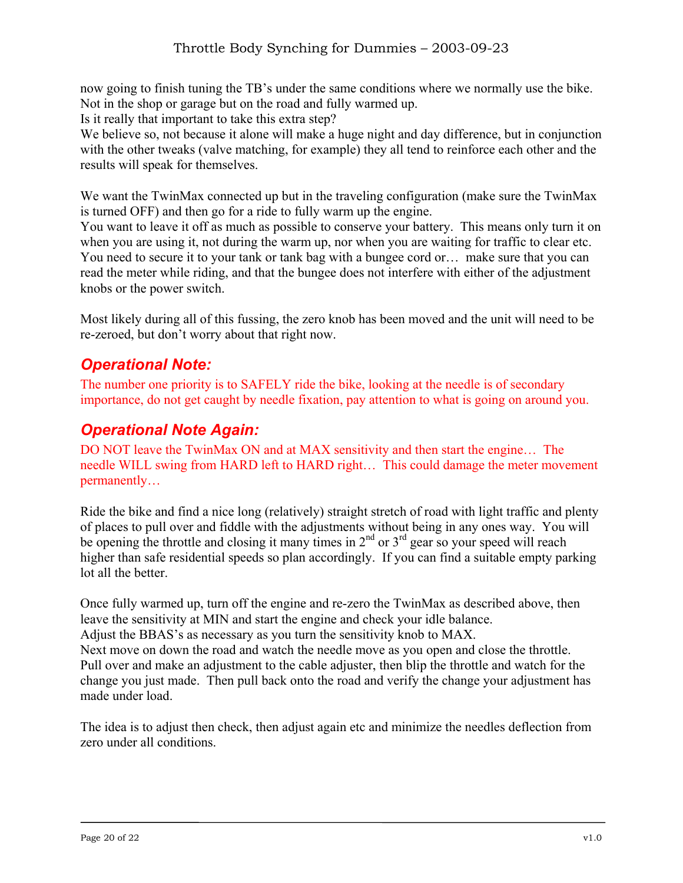now going to finish tuning the TB's under the same conditions where we normally use the bike. Not in the shop or garage but on the road and fully warmed up.
Is it really that important to take this extra step?
We believe so, not because it alone will make a huge night and day difference, but in conjunction with the other tweaks (valve matching, for example) they all tend to reinforce each other and the results will speak for themselves.

We want the TwinMax connected up but in the traveling configuration (make sure the TwinMax is turned OFF) and then go for a ride to fully warm up the engine.
You want to leave it off as much as possible to conserve your battery. This means only turn it on when you are using it, not during the warm up, nor when you are waiting for traffic to clear etc.
You need to secure it to your tank or tank bag with a bungee cord or… make sure that you can read the meter while riding, and that the bungee does not interfere with either of the adjustment knobs or the power switch.

Most likely during all of this fussing, the zero knob has been moved and the unit will need to be re-zeroed, but don't worry about that right now.

## *Operational Note:*

The number one priority is to SAFELY ride the bike, looking at the needle is of secondary importance, do not get caught by needle fixation, pay attention to what is going on around you.

## *Operational Note Again:*

DO NOT leave the TwinMax ON and at MAX sensitivity and then start the engine… The needle WILL swing from HARD left to HARD right… This could damage the meter movement permanently…

Ride the bike and find a nice long (relatively) straight stretch of road with light traffic and plenty of places to pull over and fiddle with the adjustments without being in any ones way. You will be opening the throttle and closing it many times in 2nd or 3rd gear so your speed will reach higher than safe residential speeds so plan accordingly. If you can find a suitable empty parking lot all the better.

Once fully warmed up, turn off the engine and re-zero the TwinMax as described above, then leave the sensitivity at MIN and start the engine and check your idle balance.
Adjust the BBAS's as necessary as you turn the sensitivity knob to MAX.
Next move on down the road and watch the needle move as you open and close the throttle.
Pull over and make an adjustment to the cable adjuster, then blip the throttle and watch for the change you just made. Then pull back onto the road and verify the change your adjustment has made under load.

The idea is to adjust then check, then adjust again etc and minimize the needles deflection from zero under all conditions.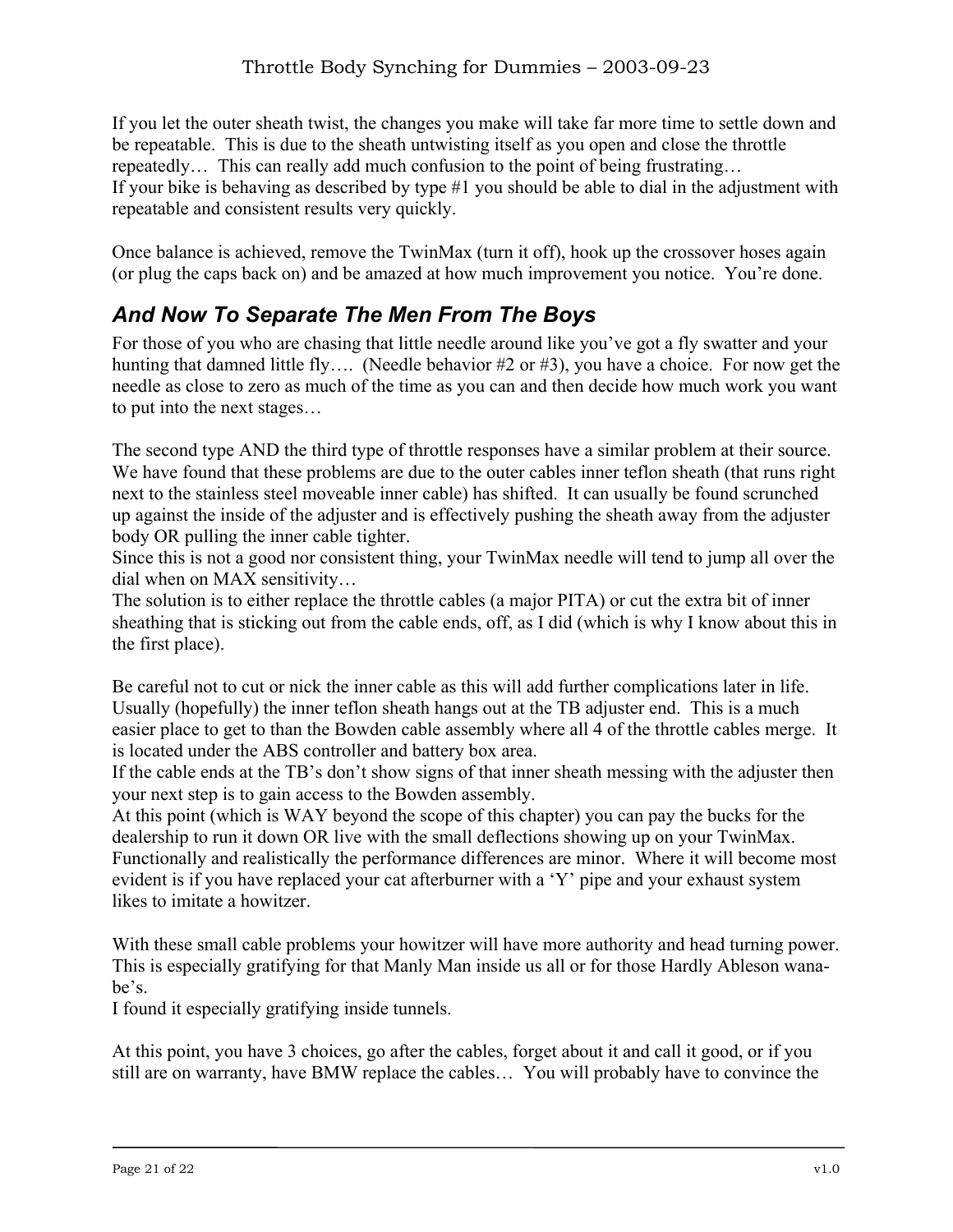If you let the outer sheath twist, the changes you make will take far more time to settle down and be repeatable. This is due to the sheath untwisting itself as you open and close the throttle repeatedly… This can really add much confusion to the point of being frustrating…
If your bike is behaving as described by type #1 you should be able to dial in the adjustment with repeatable and consistent results very quickly.

Once balance is achieved, remove the TwinMax (turn it off), hook up the crossover hoses again (or plug the caps back on) and be amazed at how much improvement you notice. You're done.

## *And Now To Separate The Men From The Boys*

For those of you who are chasing that little needle around like you've got a fly swatter and your hunting that damned little fly…. (Needle behavior #2 or #3), you have a choice. For now get the needle as close to zero as much of the time as you can and then decide how much work you want to put into the next stages…

The second type AND the third type of throttle responses have a similar problem at their source. We have found that these problems are due to the outer cables inner teflon sheath (that runs right next to the stainless steel moveable inner cable) has shifted. It can usually be found scrunched up against the inside of the adjuster and is effectively pushing the sheath away from the adjuster body OR pulling the inner cable tighter.
Since this is not a good nor consistent thing, your TwinMax needle will tend to jump all over the dial when on MAX sensitivity…
The solution is to either replace the throttle cables (a major PITA) or cut the extra bit of inner sheathing that is sticking out from the cable ends, off, as I did (which is why I know about this in the first place).

Be careful not to cut or nick the inner cable as this will add further complications later in life. Usually (hopefully) the inner teflon sheath hangs out at the TB adjuster end. This is a much easier place to get to than the Bowden cable assembly where all 4 of the throttle cables merge. It is located under the ABS controller and battery box area.
If the cable ends at the TB's don't show signs of that inner sheath messing with the adjuster then your next step is to gain access to the Bowden assembly.
At this point (which is WAY beyond the scope of this chapter) you can pay the bucks for the dealership to run it down OR live with the small deflections showing up on your TwinMax. Functionally and realistically the performance differences are minor. Where it will become most evident is if you have replaced your cat afterburner with a 'Y' pipe and your exhaust system likes to imitate a howitzer.

With these small cable problems your howitzer will have more authority and head turning power. This is especially gratifying for that Manly Man inside us all or for those Hardly Ableson wana-be's.
I found it especially gratifying inside tunnels.

At this point, you have 3 choices, go after the cables, forget about it and call it good, or if you still are on warranty, have BMW replace the cables… You will probably have to convince the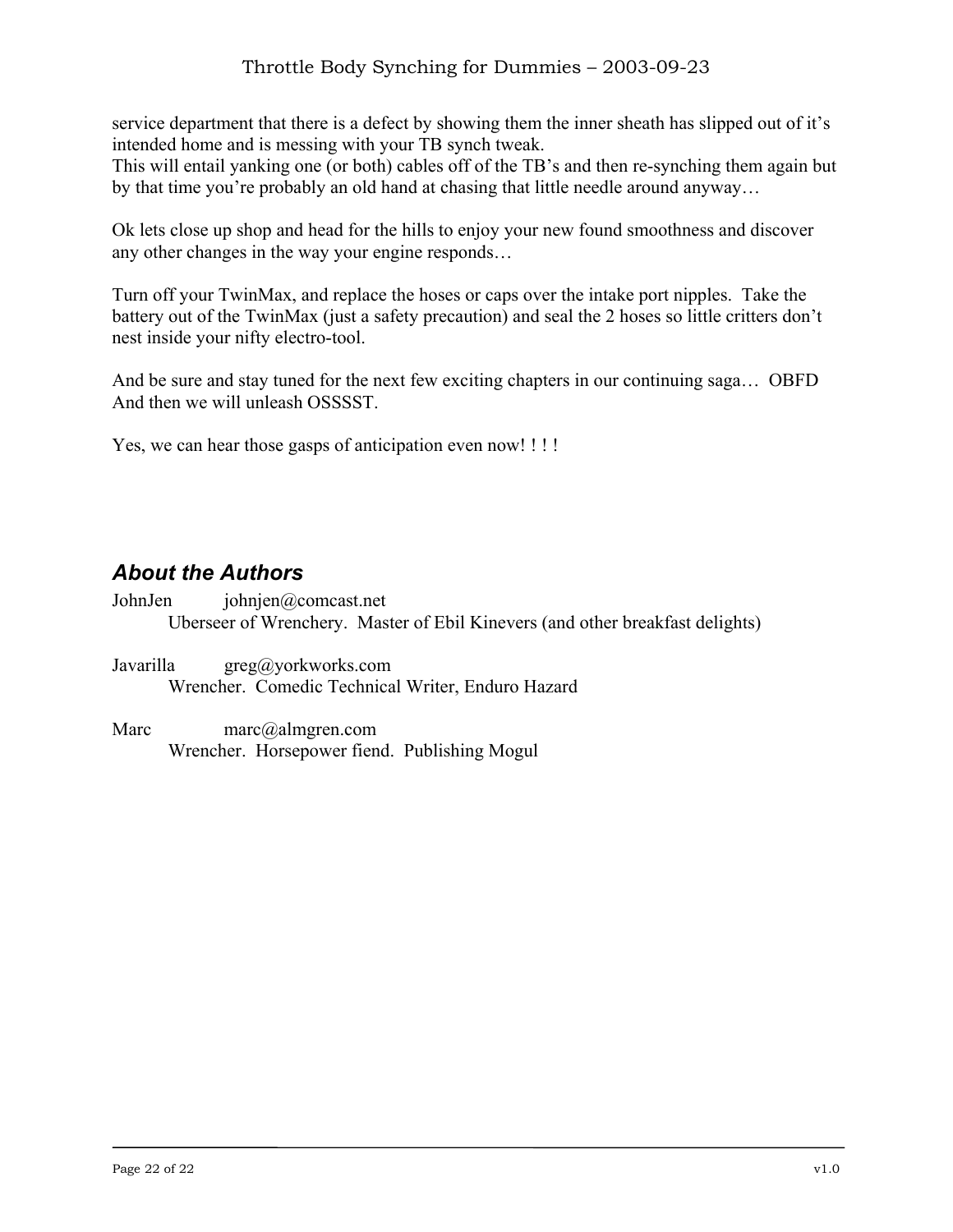service department that there is a defect by showing them the inner sheath has slipped out of it's intended home and is messing with your TB synch tweak.
This will entail yanking one (or both) cables off of the TB's and then re-synching them again but by that time you're probably an old hand at chasing that little needle around anyway…

Ok lets close up shop and head for the hills to enjoy your new found smoothness and discover any other changes in the way your engine responds…

Turn off your TwinMax, and replace the hoses or caps over the intake port nipples. Take the battery out of the TwinMax (just a safety precaution) and seal the 2 hoses so little critters don't nest inside your nifty electro-tool.

And be sure and stay tuned for the next few exciting chapters in our continuing saga… OBFD
And then we will unleash OSSSST.

Yes, we can hear those gasps of anticipation even now! ! ! !

## *About the Authors*

JohnJen johnjen@comcast.net
Uberseer of Wrenchery. Master of Ebil Kinevers (and other breakfast delights)

Javarilla greg@yorkworks.com
Wrencher. Comedic Technical Writer, Enduro Hazard

Marc marc@almgren.com
Wrencher. Horsepower fiend. Publishing Mogul